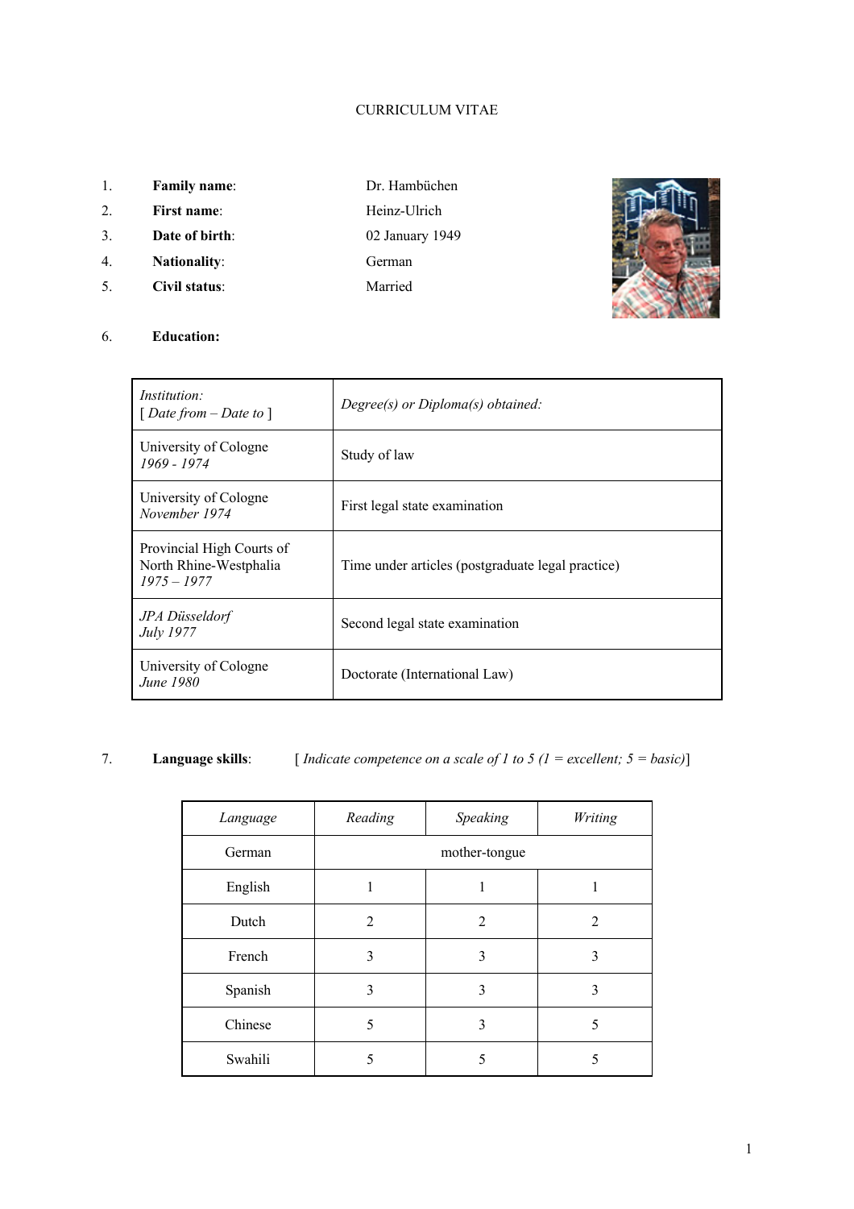# CURRICULUM VITAE

1. **Family name**: Dr. Hambüchen
2. **First name**: Heinz-Ulrich
3. **Date of birth**: 02 January 1949
4. **Nationality**: German
5. **Civil status**: Married

6. **Education:**

| *Institution:* *[ Date from – Date to ]* | *Degree(s) or Diploma(s) obtained:* |
|---|---|
| University of Cologne *1969 - 1974* | Study of law |
| University of Cologne *November 1974* | First legal state examination |
| Provincial High Courts of North Rhine-Westphalia *1975 – 1977* | Time under articles (postgraduate legal practice) |
| *JPA Düsseldorf* *July 1977* | Second legal state examination |
| University of Cologne *June 1980* | Doctorate (International Law) |

7. **Language skills**: [ *Indicate competence on a scale of 1 to 5 (1 = excellent; 5 = basic)*]

| *Language* | *Reading* | *Speaking* | *Writing* |
|---|---|---|---|
| German | mother-tongue | | |
| English | 1 | 1 | 1 |
| Dutch | 2 | 2 | 2 |
| French | 3 | 3 | 3 |
| Spanish | 3 | 3 | 3 |
| Chinese | 5 | 3 | 5 |
| Swahili | 5 | 5 | 5 |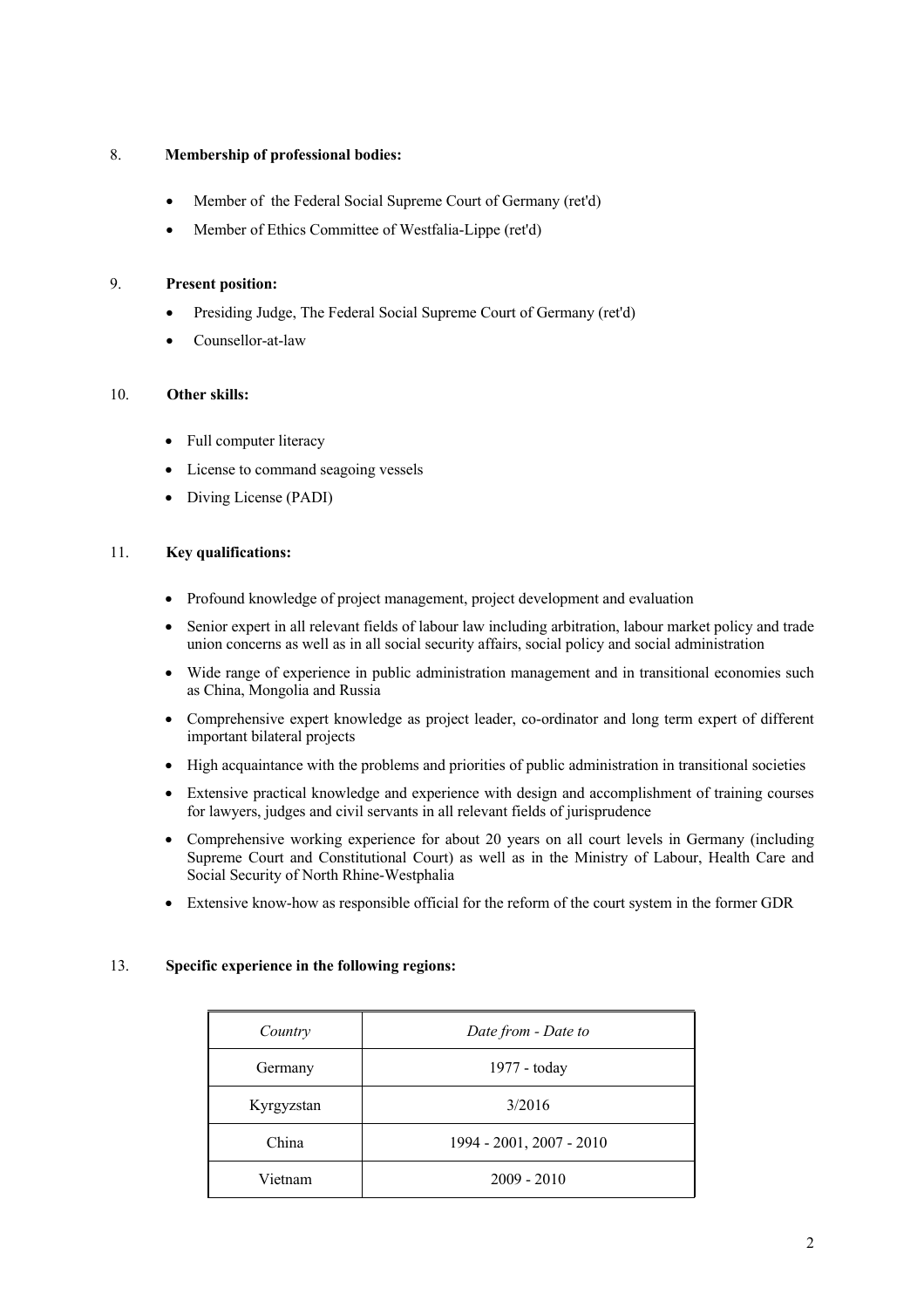8. **Membership of professional bodies:**

- Member of the Federal Social Supreme Court of Germany (ret'd)
- Member of Ethics Committee of Westfalia-Lippe (ret'd)

9. **Present position:**

- Presiding Judge, The Federal Social Supreme Court of Germany (ret'd)
- Counsellor-at-law

10. **Other skills:**

- Full computer literacy
- License to command seagoing vessels
- Diving License (PADI)

11. **Key qualifications:**

- Profound knowledge of project management, project development and evaluation
- Senior expert in all relevant fields of labour law including arbitration, labour market policy and trade union concerns as well as in all social security affairs, social policy and social administration
- Wide range of experience in public administration management and in transitional economies such as China, Mongolia and Russia
- Comprehensive expert knowledge as project leader, co-ordinator and long term expert of different important bilateral projects
- High acquaintance with the problems and priorities of public administration in transitional societies
- Extensive practical knowledge and experience with design and accomplishment of training courses for lawyers, judges and civil servants in all relevant fields of jurisprudence
- Comprehensive working experience for about 20 years on all court levels in Germany (including Supreme Court and Constitutional Court) as well as in the Ministry of Labour, Health Care and Social Security of North Rhine-Westphalia
- Extensive know-how as responsible official for the reform of the court system in the former GDR

13. **Specific experience in the following regions:**

| *Country* | *Date from - Date to* |
|---|---|
| Germany | 1977 - today |
| Kyrgyzstan | 3/2016 |
| China | 1994 - 2001, 2007 - 2010 |
| Vietnam | 2009 - 2010 |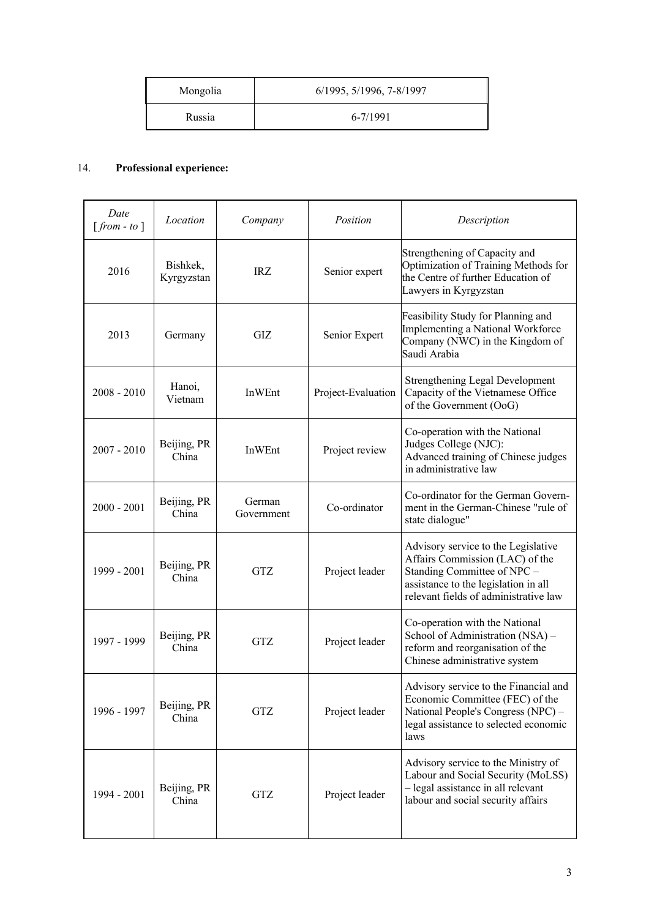| Mongolia | 6/1995, 5/1996, 7-8/1997 |
|---|---|
| Russia | 6-7/1991 |

14. **Professional experience:**

| *Date [ from - to ]* | *Location* | *Company* | *Position* | *Description* |
|---|---|---|---|---|
| 2016 | Bishkek, Kyrgyzstan | IRZ | Senior expert | Strengthening of Capacity and Optimization of Training Methods for the Centre of further Education of Lawyers in Kyrgyzstan |
| 2013 | Germany | GIZ | Senior Expert | Feasibility Study for Planning and Implementing a National Workforce Company (NWC) in the Kingdom of Saudi Arabia |
| 2008 - 2010 | Hanoi, Vietnam | InWEnt | Project-Evaluation | Strengthening Legal Development Capacity of the Vietnamese Office of the Government (OoG) |
| 2007 - 2010 | Beijing, PR China | InWEnt | Project review | Co-operation with the National Judges College (NJC): Advanced training of Chinese judges in administrative law |
| 2000 - 2001 | Beijing, PR China | German Government | Co-ordinator | Co-ordinator for the German Government in the German-Chinese "rule of state dialogue" |
| 1999 - 2001 | Beijing, PR China | GTZ | Project leader | Advisory service to the Legislative Affairs Commission (LAC) of the Standing Committee of NPC – assistance to the legislation in all relevant fields of administrative law |
| 1997 - 1999 | Beijing, PR China | GTZ | Project leader | Co-operation with the National School of Administration (NSA) – reform and reorganisation of the Chinese administrative system |
| 1996 - 1997 | Beijing, PR China | GTZ | Project leader | Advisory service to the Financial and Economic Committee (FEC) of the National People's Congress (NPC) – legal assistance to selected economic laws |
| 1994 - 2001 | Beijing, PR China | GTZ | Project leader | Advisory service to the Ministry of Labour and Social Security (MoLSS) – legal assistance in all relevant labour and social security affairs |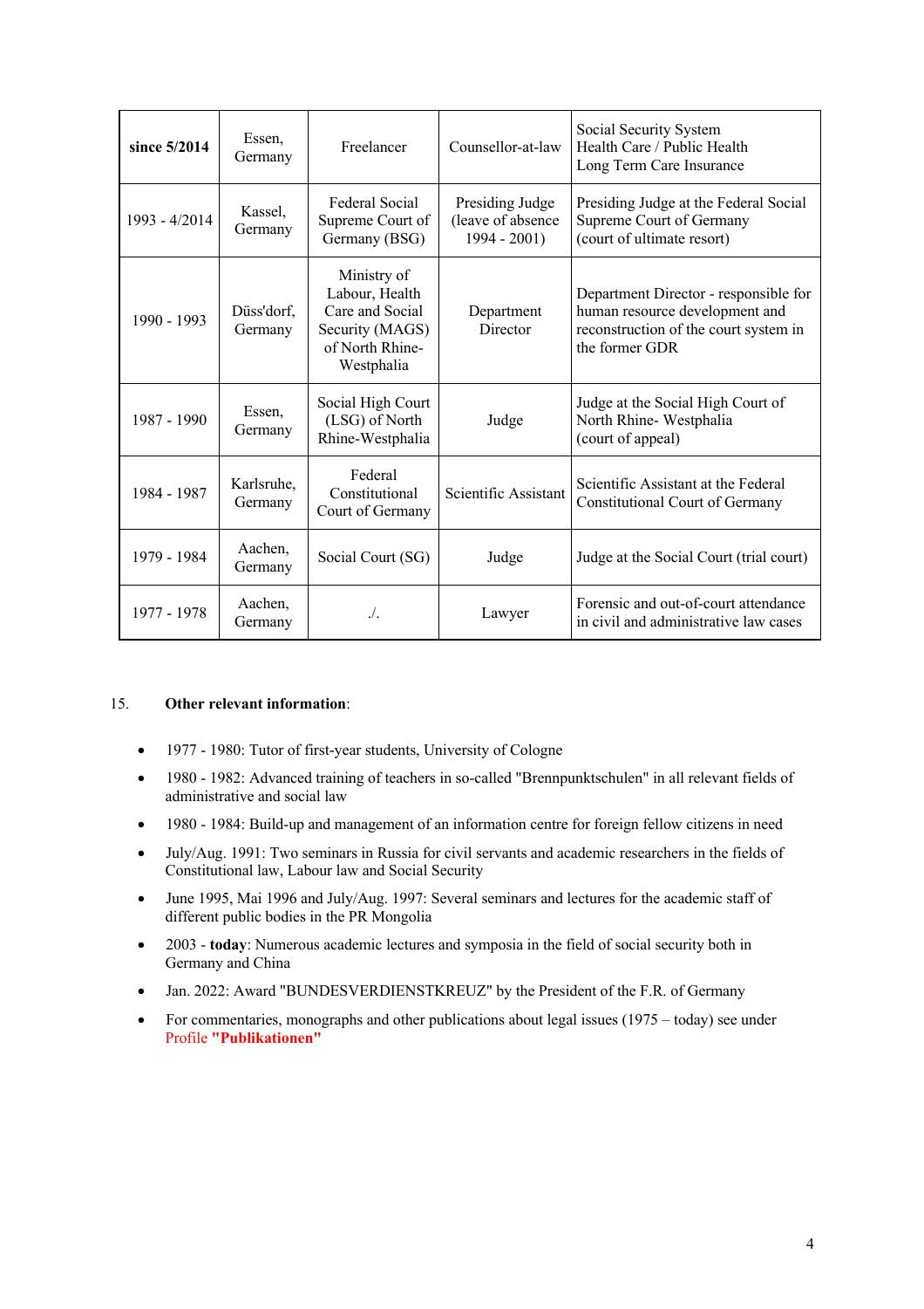| | | | | |
|---|---|---|---|---|
| **since 5/2014** | Essen, Germany | Freelancer | Counsellor-at-law | Social Security System<br>Health Care / Public Health<br>Long Term Care Insurance |
| 1993 - 4/2014 | Kassel, Germany | Federal Social Supreme Court of Germany (BSG) | Presiding Judge (leave of absence 1994 - 2001) | Presiding Judge at the Federal Social Supreme Court of Germany<br>(court of ultimate resort) |
| 1990 - 1993 | Düss'dorf, Germany | Ministry of Labour, Health Care and Social Security (MAGS) of North Rhine-Westphalia | Department Director | Department Director - responsible for human resource development and reconstruction of the court system in the former GDR |
| 1987 - 1990 | Essen, Germany | Social High Court (LSG) of North Rhine-Westphalia | Judge | Judge at the Social High Court of North Rhine- Westphalia<br>(court of appeal) |
| 1984 - 1987 | Karlsruhe, Germany | Federal Constitutional Court of Germany | Scientific Assistant | Scientific Assistant at the Federal Constitutional Court of Germany |
| 1979 - 1984 | Aachen, Germany | Social Court (SG) | Judge | Judge at the Social Court (trial court) |
| 1977 - 1978 | Aachen, Germany | ./. | Lawyer | Forensic and out-of-court attendance in civil and administrative law cases |

15. **Other relevant information**:

- 1977 - 1980: Tutor of first-year students, University of Cologne
- 1980 - 1982: Advanced training of teachers in so-called "Brennpunktschulen" in all relevant fields of administrative and social law
- 1980 - 1984: Build-up and management of an information centre for foreign fellow citizens in need
- July/Aug. 1991: Two seminars in Russia for civil servants and academic researchers in the fields of Constitutional law, Labour law and Social Security
- June 1995, Mai 1996 and July/Aug. 1997: Several seminars and lectures for the academic staff of different public bodies in the PR Mongolia
- 2003 - **today**: Numerous academic lectures and symposia in the field of social security both in Germany and China
- Jan. 2022: Award "BUNDESVERDIENSTKREUZ" by the President of the F.R. of Germany
- For commentaries, monographs and other publications about legal issues (1975 – today) see under Profile **"Publikationen"**